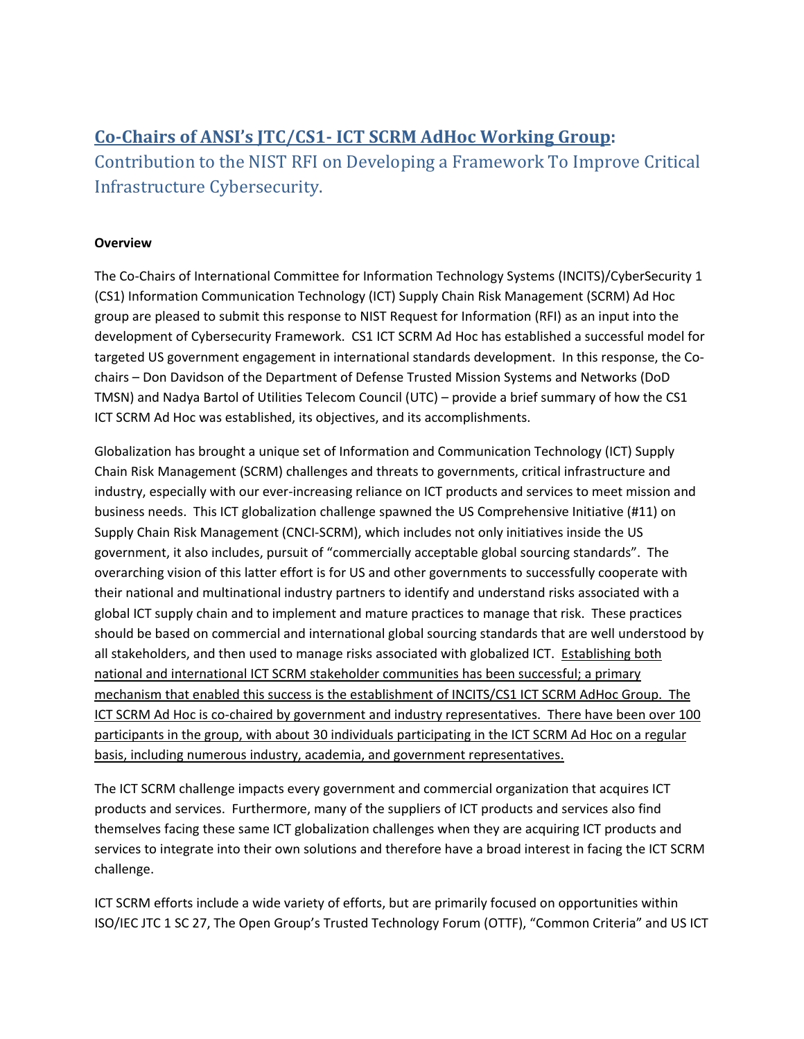# Co-Chairs of ANSI's JTC/CS1- ICT SCRM AdHoc Working Group:

Contribution to the NIST RFI on Developing a Framework To Improve Critical Infrastructure Cybersecurity.

**Overview**

The Co-Chairs of International Committee for Information Technology Systems (INCITS)/CyberSecurity 1 (CS1) Information Communication Technology (ICT) Supply Chain Risk Management (SCRM) Ad Hoc group are pleased to submit this response to NIST Request for Information (RFI) as an input into the development of Cybersecurity Framework. CS1 ICT SCRM Ad Hoc has established a successful model for targeted US government engagement in international standards development. In this response, the Co-chairs – Don Davidson of the Department of Defense Trusted Mission Systems and Networks (DoD TMSN) and Nadya Bartol of Utilities Telecom Council (UTC) – provide a brief summary of how the CS1 ICT SCRM Ad Hoc was established, its objectives, and its accomplishments.

Globalization has brought a unique set of Information and Communication Technology (ICT) Supply Chain Risk Management (SCRM) challenges and threats to governments, critical infrastructure and industry, especially with our ever-increasing reliance on ICT products and services to meet mission and business needs. This ICT globalization challenge spawned the US Comprehensive Initiative (#11) on Supply Chain Risk Management (CNCI-SCRM), which includes not only initiatives inside the US government, it also includes, pursuit of "commercially acceptable global sourcing standards". The overarching vision of this latter effort is for US and other governments to successfully cooperate with their national and multinational industry partners to identify and understand risks associated with a global ICT supply chain and to implement and mature practices to manage that risk. These practices should be based on commercial and international global sourcing standards that are well understood by all stakeholders, and then used to manage risks associated with globalized ICT. <u>Establishing both national and international ICT SCRM stakeholder communities has been successful; a primary mechanism that enabled this success is the establishment of INCITS/CS1 ICT SCRM AdHoc Group. The ICT SCRM Ad Hoc is co-chaired by government and industry representatives. There have been over 100 participants in the group, with about 30 individuals participating in the ICT SCRM Ad Hoc on a regular basis, including numerous industry, academia, and government representatives.</u>

The ICT SCRM challenge impacts every government and commercial organization that acquires ICT products and services. Furthermore, many of the suppliers of ICT products and services also find themselves facing these same ICT globalization challenges when they are acquiring ICT products and services to integrate into their own solutions and therefore have a broad interest in facing the ICT SCRM challenge.

ICT SCRM efforts include a wide variety of efforts, but are primarily focused on opportunities within ISO/IEC JTC 1 SC 27, The Open Group's Trusted Technology Forum (OTTF), "Common Criteria" and US ICT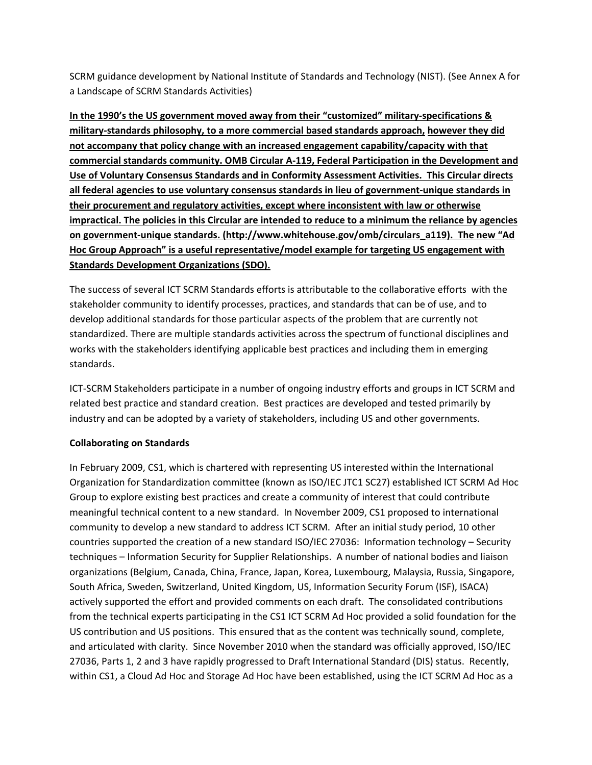SCRM guidance development by National Institute of Standards and Technology (NIST). (See Annex A for a Landscape of SCRM Standards Activities)

<u>**In the 1990's the US government moved away from their "customized" military-specifications & military-standards philosophy, to a more commercial based standards approach, however they did not accompany that policy change with an increased engagement capability/capacity with that commercial standards community. OMB Circular A-119, Federal Participation in the Development and Use of Voluntary Consensus Standards and in Conformity Assessment Activities. This Circular directs all federal agencies to use voluntary consensus standards in lieu of government-unique standards in their procurement and regulatory activities, except where inconsistent with law or otherwise impractical. The policies in this Circular are intended to reduce to a minimum the reliance by agencies on government-unique standards. (http://www.whitehouse.gov/omb/circulars_a119). The new "Ad Hoc Group Approach" is a useful representative/model example for targeting US engagement with Standards Development Organizations (SDO).**</u>

The success of several ICT SCRM Standards efforts is attributable to the collaborative efforts with the stakeholder community to identify processes, practices, and standards that can be of use, and to develop additional standards for those particular aspects of the problem that are currently not standardized. There are multiple standards activities across the spectrum of functional disciplines and works with the stakeholders identifying applicable best practices and including them in emerging standards.

ICT-SCRM Stakeholders participate in a number of ongoing industry efforts and groups in ICT SCRM and related best practice and standard creation. Best practices are developed and tested primarily by industry and can be adopted by a variety of stakeholders, including US and other governments.

**Collaborating on Standards**

In February 2009, CS1, which is chartered with representing US interested within the International Organization for Standardization committee (known as ISO/IEC JTC1 SC27) established ICT SCRM Ad Hoc Group to explore existing best practices and create a community of interest that could contribute meaningful technical content to a new standard. In November 2009, CS1 proposed to international community to develop a new standard to address ICT SCRM. After an initial study period, 10 other countries supported the creation of a new standard ISO/IEC 27036: Information technology – Security techniques – Information Security for Supplier Relationships. A number of national bodies and liaison organizations (Belgium, Canada, China, France, Japan, Korea, Luxembourg, Malaysia, Russia, Singapore, South Africa, Sweden, Switzerland, United Kingdom, US, Information Security Forum (ISF), ISACA) actively supported the effort and provided comments on each draft. The consolidated contributions from the technical experts participating in the CS1 ICT SCRM Ad Hoc provided a solid foundation for the US contribution and US positions. This ensured that as the content was technically sound, complete, and articulated with clarity. Since November 2010 when the standard was officially approved, ISO/IEC 27036, Parts 1, 2 and 3 have rapidly progressed to Draft International Standard (DIS) status. Recently, within CS1, a Cloud Ad Hoc and Storage Ad Hoc have been established, using the ICT SCRM Ad Hoc as a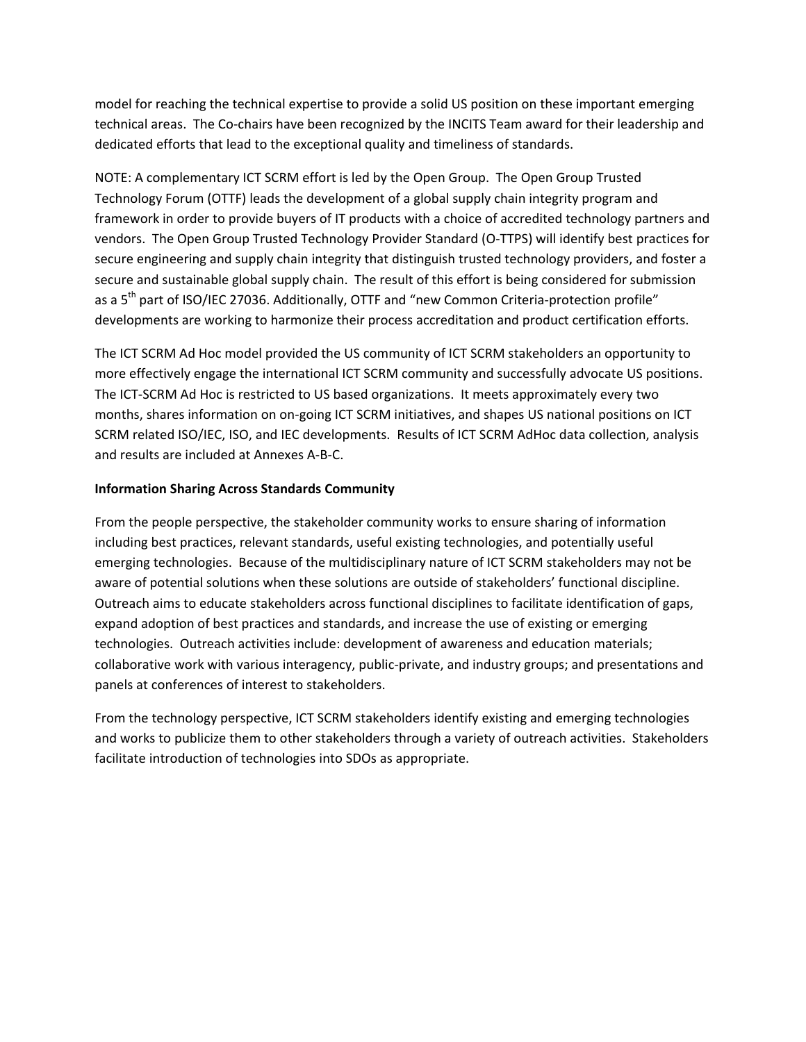model for reaching the technical expertise to provide a solid US position on these important emerging technical areas. The Co-chairs have been recognized by the INCITS Team award for their leadership and dedicated efforts that lead to the exceptional quality and timeliness of standards.

NOTE: A complementary ICT SCRM effort is led by the Open Group. The Open Group Trusted Technology Forum (OTTF) leads the development of a global supply chain integrity program and framework in order to provide buyers of IT products with a choice of accredited technology partners and vendors. The Open Group Trusted Technology Provider Standard (O-TTPS) will identify best practices for secure engineering and supply chain integrity that distinguish trusted technology providers, and foster a secure and sustainable global supply chain. The result of this effort is being considered for submission as a 5th part of ISO/IEC 27036. Additionally, OTTF and "new Common Criteria-protection profile" developments are working to harmonize their process accreditation and product certification efforts.

The ICT SCRM Ad Hoc model provided the US community of ICT SCRM stakeholders an opportunity to more effectively engage the international ICT SCRM community and successfully advocate US positions. The ICT-SCRM Ad Hoc is restricted to US based organizations. It meets approximately every two months, shares information on on-going ICT SCRM initiatives, and shapes US national positions on ICT SCRM related ISO/IEC, ISO, and IEC developments. Results of ICT SCRM AdHoc data collection, analysis and results are included at Annexes A-B-C.

**Information Sharing Across Standards Community**

From the people perspective, the stakeholder community works to ensure sharing of information including best practices, relevant standards, useful existing technologies, and potentially useful emerging technologies. Because of the multidisciplinary nature of ICT SCRM stakeholders may not be aware of potential solutions when these solutions are outside of stakeholders' functional discipline. Outreach aims to educate stakeholders across functional disciplines to facilitate identification of gaps, expand adoption of best practices and standards, and increase the use of existing or emerging technologies. Outreach activities include: development of awareness and education materials; collaborative work with various interagency, public-private, and industry groups; and presentations and panels at conferences of interest to stakeholders.

From the technology perspective, ICT SCRM stakeholders identify existing and emerging technologies and works to publicize them to other stakeholders through a variety of outreach activities. Stakeholders facilitate introduction of technologies into SDOs as appropriate.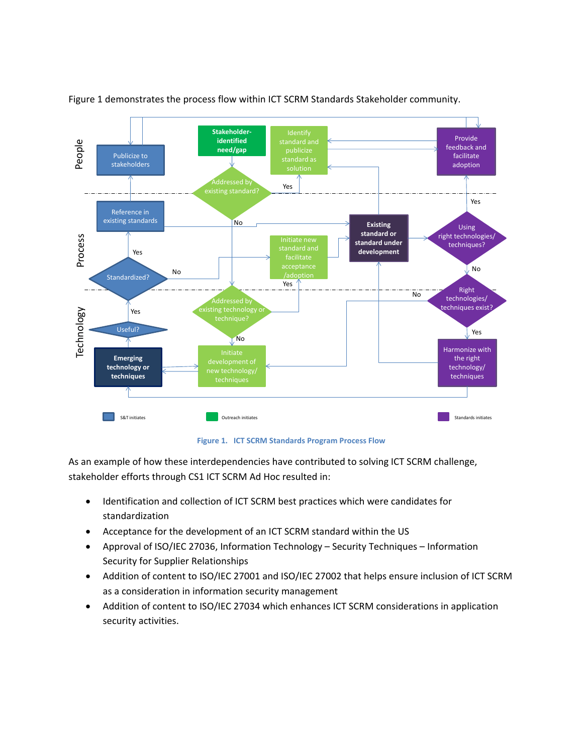Figure 1 demonstrates the process flow within ICT SCRM Standards Stakeholder community.

**Figure 1. ICT SCRM Standards Program Process Flow**

As an example of how these interdependencies have contributed to solving ICT SCRM challenge, stakeholder efforts through CS1 ICT SCRM Ad Hoc resulted in:

- Identification and collection of ICT SCRM best practices which were candidates for standardization
- Acceptance for the development of an ICT SCRM standard within the US
- Approval of ISO/IEC 27036, Information Technology – Security Techniques – Information Security for Supplier Relationships
- Addition of content to ISO/IEC 27001 and ISO/IEC 27002 that helps ensure inclusion of ICT SCRM as a consideration in information security management
- Addition of content to ISO/IEC 27034 which enhances ICT SCRM considerations in application security activities.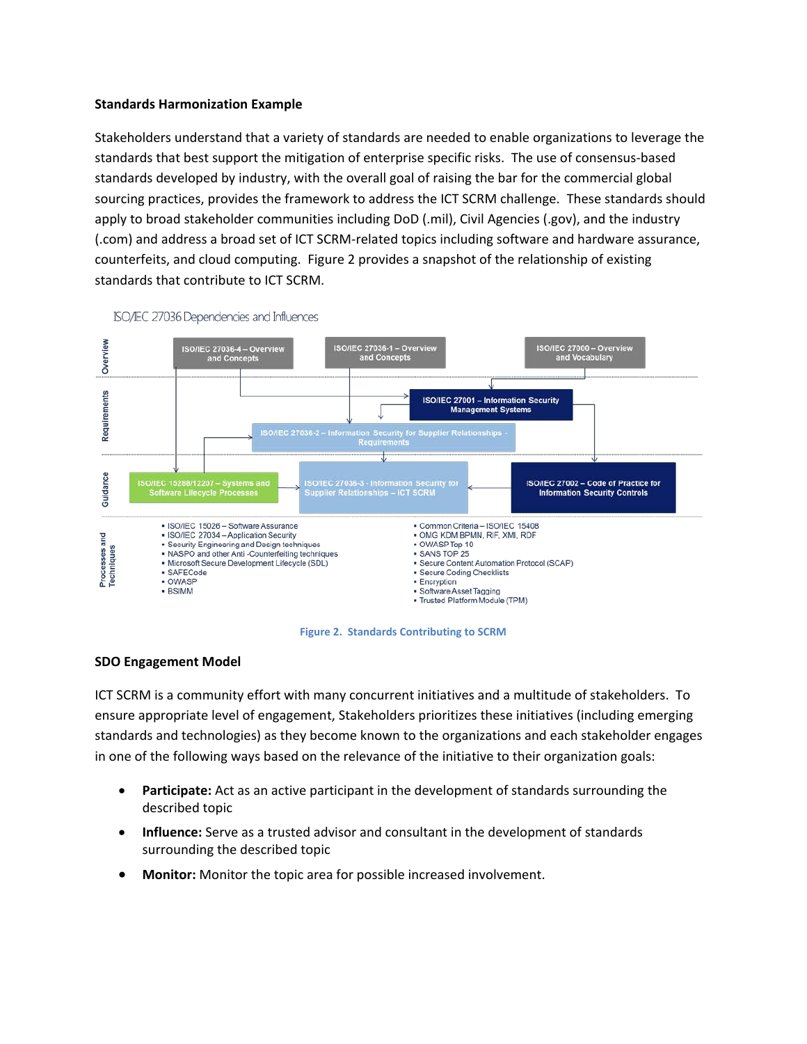**Standards Harmonization Example**

Stakeholders understand that a variety of standards are needed to enable organizations to leverage the standards that best support the mitigation of enterprise specific risks. The use of consensus-based standards developed by industry, with the overall goal of raising the bar for the commercial global sourcing practices, provides the framework to address the ICT SCRM challenge. These standards should apply to broad stakeholder communities including DoD (.mil), Civil Agencies (.gov), and the industry (.com) and address a broad set of ICT SCRM-related topics including software and hardware assurance, counterfeits, and cloud computing. Figure 2 provides a snapshot of the relationship of existing standards that contribute to ICT SCRM.

ISO/IEC 27036 Dependencies and Influences

**Overview**
- ISO/IEC 27036-4 – Overview and Concepts
- ISO/IEC 27036-1 – Overview and Concepts
- ISO/IEC 27000 – Overview and Vocabulary

**Requirements**
- ISO/IEC 27001 – Information Security Management Systems
- ISO/IEC 27036-2 – Information Security for Supplier Relationships - Requirements

**Guidance**
- ISO/IEC 15288/12207 – Systems and Software Lifecycle Processes
- ISO/IEC 27036-3 - Information Security for Supplier Relationships – ICT SCRM
- ISO/IEC 27002 – Code of Practice for Information Security Controls

**Processes and Techniques**
- ISO/IEC 15026 – Software Assurance
- ISO/IEC 27034 – Application Security
- Security Engineering and Design techniques
- NASPO and other Anti -Counterfeiting techniques
- Microsoft Secure Development Lifecycle (SDL)
- SAFECode
- OWASP
- BSIMM
- Common Criteria – ISO/IEC 15408
- OMG KDM BPMN, RIF, XMI, RDF
- OWASP Top 10
- SANS TOP 25
- Secure Content Automation Protocol (SCAP)
- Secure Coding Checklists
- Encryption
- Software Asset Tagging
- Trusted Platform Module (TPM)

Figure 2. Standards Contributing to SCRM

**SDO Engagement Model**

ICT SCRM is a community effort with many concurrent initiatives and a multitude of stakeholders. To ensure appropriate level of engagement, Stakeholders prioritizes these initiatives (including emerging standards and technologies) as they become known to the organizations and each stakeholder engages in one of the following ways based on the relevance of the initiative to their organization goals:

- **Participate:** Act as an active participant in the development of standards surrounding the described topic
- **Influence:** Serve as a trusted advisor and consultant in the development of standards surrounding the described topic
- **Monitor:** Monitor the topic area for possible increased involvement.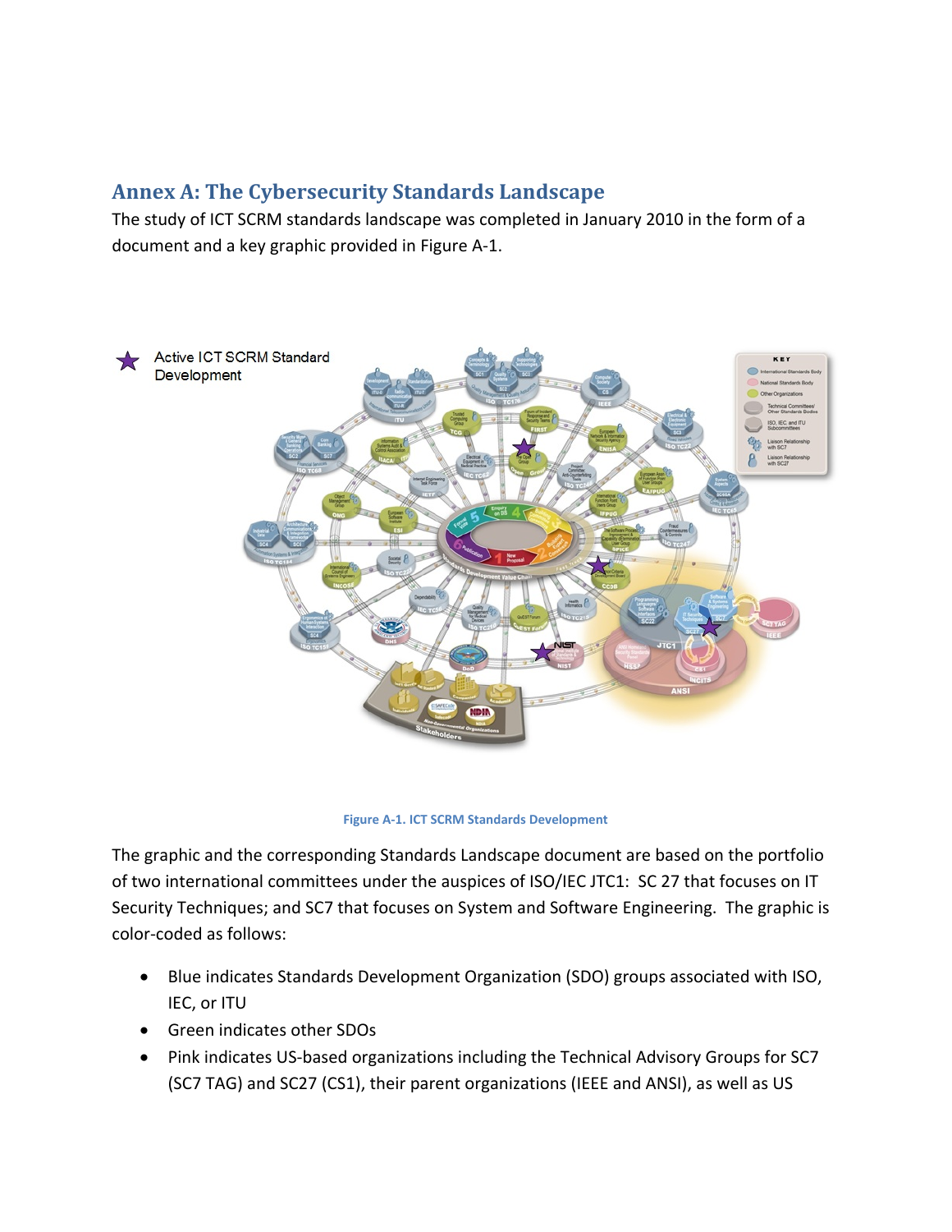## Annex A: The Cybersecurity Standards Landscape

The study of ICT SCRM standards landscape was completed in January 2010 in the form of a document and a key graphic provided in Figure A-1.

Figure A-1. ICT SCRM Standards Development

The graphic and the corresponding Standards Landscape document are based on the portfolio of two international committees under the auspices of ISO/IEC JTC1: SC 27 that focuses on IT Security Techniques; and SC7 that focuses on System and Software Engineering. The graphic is color-coded as follows:

- Blue indicates Standards Development Organization (SDO) groups associated with ISO, IEC, or ITU
- Green indicates other SDOs
- Pink indicates US-based organizations including the Technical Advisory Groups for SC7 (SC7 TAG) and SC27 (CS1), their parent organizations (IEEE and ANSI), as well as US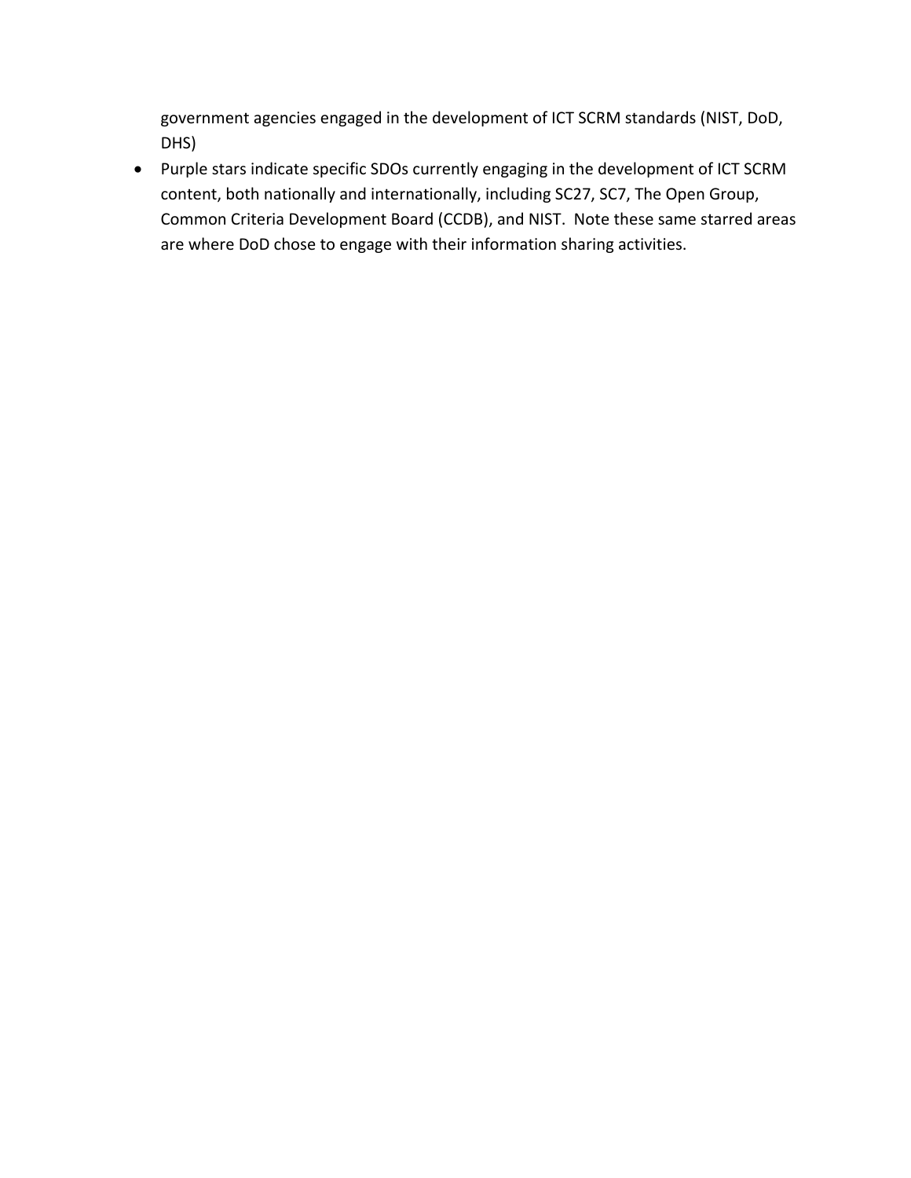government agencies engaged in the development of ICT SCRM standards (NIST, DoD, DHS)

- Purple stars indicate specific SDOs currently engaging in the development of ICT SCRM content, both nationally and internationally, including SC27, SC7, The Open Group, Common Criteria Development Board (CCDB), and NIST. Note these same starred areas are where DoD chose to engage with their information sharing activities.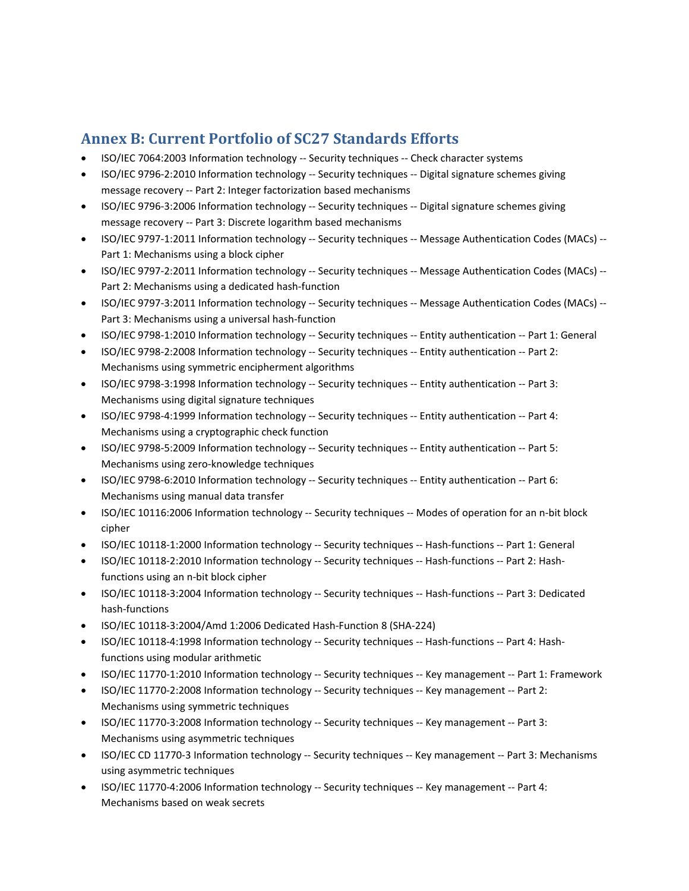## Annex B: Current Portfolio of SC27 Standards Efforts

- ISO/IEC 7064:2003 Information technology -- Security techniques -- Check character systems
- ISO/IEC 9796-2:2010 Information technology -- Security techniques -- Digital signature schemes giving message recovery -- Part 2: Integer factorization based mechanisms
- ISO/IEC 9796-3:2006 Information technology -- Security techniques -- Digital signature schemes giving message recovery -- Part 3: Discrete logarithm based mechanisms
- ISO/IEC 9797-1:2011 Information technology -- Security techniques -- Message Authentication Codes (MACs) -- Part 1: Mechanisms using a block cipher
- ISO/IEC 9797-2:2011 Information technology -- Security techniques -- Message Authentication Codes (MACs) -- Part 2: Mechanisms using a dedicated hash-function
- ISO/IEC 9797-3:2011 Information technology -- Security techniques -- Message Authentication Codes (MACs) -- Part 3: Mechanisms using a universal hash-function
- ISO/IEC 9798-1:2010 Information technology -- Security techniques -- Entity authentication -- Part 1: General
- ISO/IEC 9798-2:2008 Information technology -- Security techniques -- Entity authentication -- Part 2: Mechanisms using symmetric encipherment algorithms
- ISO/IEC 9798-3:1998 Information technology -- Security techniques -- Entity authentication -- Part 3: Mechanisms using digital signature techniques
- ISO/IEC 9798-4:1999 Information technology -- Security techniques -- Entity authentication -- Part 4: Mechanisms using a cryptographic check function
- ISO/IEC 9798-5:2009 Information technology -- Security techniques -- Entity authentication -- Part 5: Mechanisms using zero-knowledge techniques
- ISO/IEC 9798-6:2010 Information technology -- Security techniques -- Entity authentication -- Part 6: Mechanisms using manual data transfer
- ISO/IEC 10116:2006 Information technology -- Security techniques -- Modes of operation for an n-bit block cipher
- ISO/IEC 10118-1:2000 Information technology -- Security techniques -- Hash-functions -- Part 1: General
- ISO/IEC 10118-2:2010 Information technology -- Security techniques -- Hash-functions -- Part 2: Hash-functions using an n-bit block cipher
- ISO/IEC 10118-3:2004 Information technology -- Security techniques -- Hash-functions -- Part 3: Dedicated hash-functions
- ISO/IEC 10118-3:2004/Amd 1:2006 Dedicated Hash-Function 8 (SHA-224)
- ISO/IEC 10118-4:1998 Information technology -- Security techniques -- Hash-functions -- Part 4: Hash-functions using modular arithmetic
- ISO/IEC 11770-1:2010 Information technology -- Security techniques -- Key management -- Part 1: Framework
- ISO/IEC 11770-2:2008 Information technology -- Security techniques -- Key management -- Part 2: Mechanisms using symmetric techniques
- ISO/IEC 11770-3:2008 Information technology -- Security techniques -- Key management -- Part 3: Mechanisms using asymmetric techniques
- ISO/IEC CD 11770-3 Information technology -- Security techniques -- Key management -- Part 3: Mechanisms using asymmetric techniques
- ISO/IEC 11770-4:2006 Information technology -- Security techniques -- Key management -- Part 4: Mechanisms based on weak secrets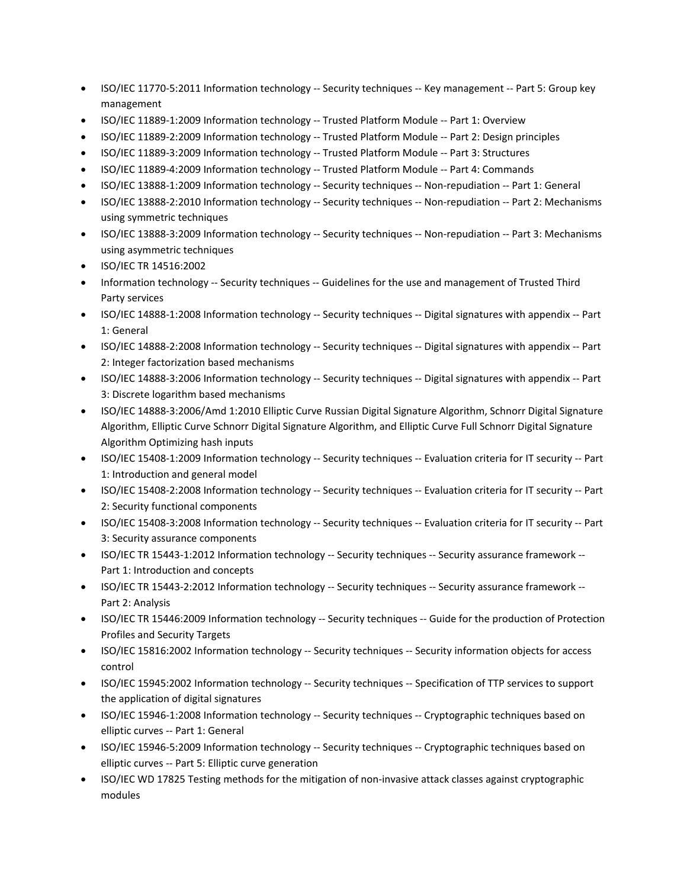- ISO/IEC 11770-5:2011 Information technology -- Security techniques -- Key management -- Part 5: Group key management
- ISO/IEC 11889-1:2009 Information technology -- Trusted Platform Module -- Part 1: Overview
- ISO/IEC 11889-2:2009 Information technology -- Trusted Platform Module -- Part 2: Design principles
- ISO/IEC 11889-3:2009 Information technology -- Trusted Platform Module -- Part 3: Structures
- ISO/IEC 11889-4:2009 Information technology -- Trusted Platform Module -- Part 4: Commands
- ISO/IEC 13888-1:2009 Information technology -- Security techniques -- Non-repudiation -- Part 1: General
- ISO/IEC 13888-2:2010 Information technology -- Security techniques -- Non-repudiation -- Part 2: Mechanisms using symmetric techniques
- ISO/IEC 13888-3:2009 Information technology -- Security techniques -- Non-repudiation -- Part 3: Mechanisms using asymmetric techniques
- ISO/IEC TR 14516:2002
- Information technology -- Security techniques -- Guidelines for the use and management of Trusted Third Party services
- ISO/IEC 14888-1:2008 Information technology -- Security techniques -- Digital signatures with appendix -- Part 1: General
- ISO/IEC 14888-2:2008 Information technology -- Security techniques -- Digital signatures with appendix -- Part 2: Integer factorization based mechanisms
- ISO/IEC 14888-3:2006 Information technology -- Security techniques -- Digital signatures with appendix -- Part 3: Discrete logarithm based mechanisms
- ISO/IEC 14888-3:2006/Amd 1:2010 Elliptic Curve Russian Digital Signature Algorithm, Schnorr Digital Signature Algorithm, Elliptic Curve Schnorr Digital Signature Algorithm, and Elliptic Curve Full Schnorr Digital Signature Algorithm Optimizing hash inputs
- ISO/IEC 15408-1:2009 Information technology -- Security techniques -- Evaluation criteria for IT security -- Part 1: Introduction and general model
- ISO/IEC 15408-2:2008 Information technology -- Security techniques -- Evaluation criteria for IT security -- Part 2: Security functional components
- ISO/IEC 15408-3:2008 Information technology -- Security techniques -- Evaluation criteria for IT security -- Part 3: Security assurance components
- ISO/IEC TR 15443-1:2012 Information technology -- Security techniques -- Security assurance framework -- Part 1: Introduction and concepts
- ISO/IEC TR 15443-2:2012 Information technology -- Security techniques -- Security assurance framework -- Part 2: Analysis
- ISO/IEC TR 15446:2009 Information technology -- Security techniques -- Guide for the production of Protection Profiles and Security Targets
- ISO/IEC 15816:2002 Information technology -- Security techniques -- Security information objects for access control
- ISO/IEC 15945:2002 Information technology -- Security techniques -- Specification of TTP services to support the application of digital signatures
- ISO/IEC 15946-1:2008 Information technology -- Security techniques -- Cryptographic techniques based on elliptic curves -- Part 1: General
- ISO/IEC 15946-5:2009 Information technology -- Security techniques -- Cryptographic techniques based on elliptic curves -- Part 5: Elliptic curve generation
- ISO/IEC WD 17825 Testing methods for the mitigation of non-invasive attack classes against cryptographic modules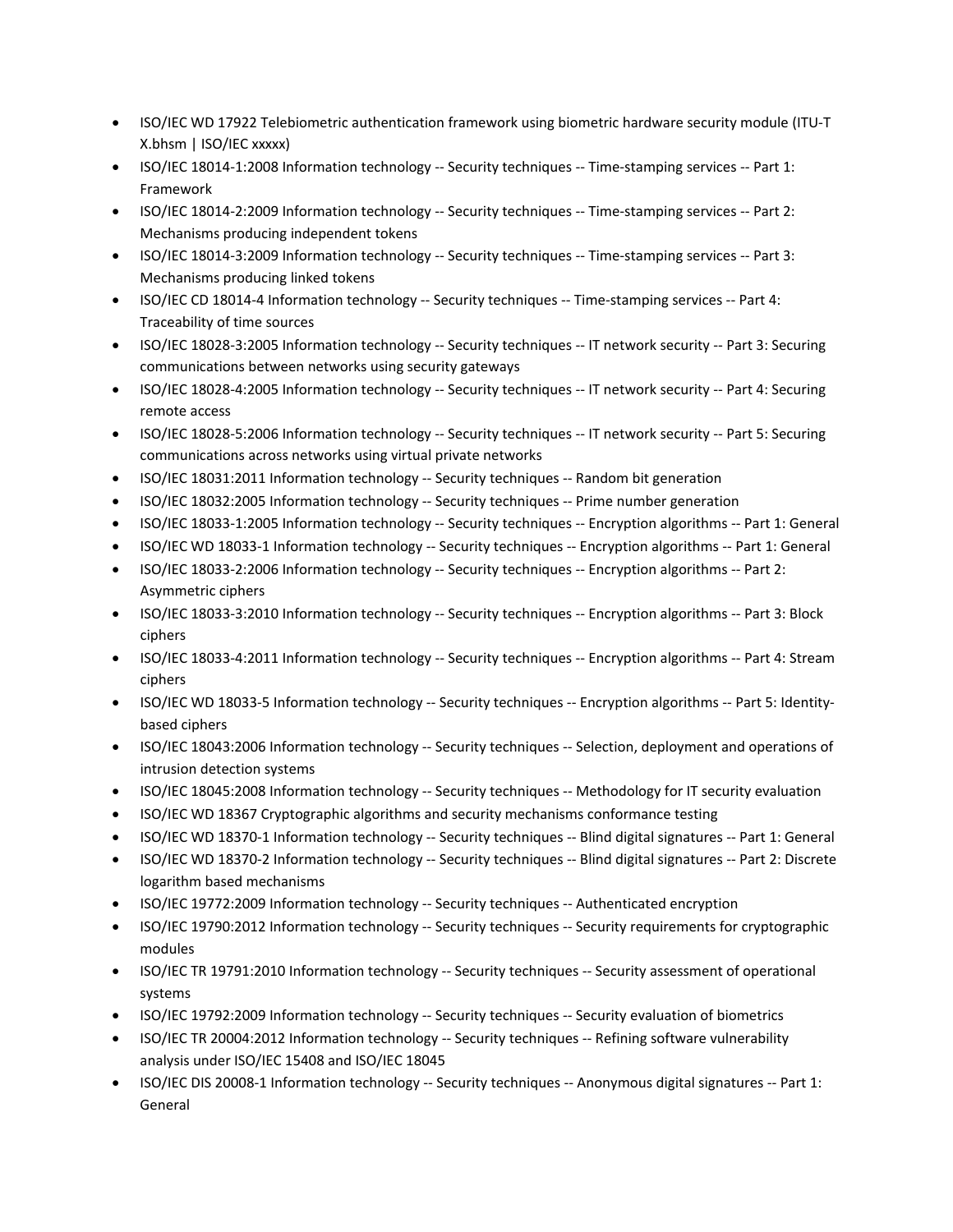- ISO/IEC WD 17922 Telebiometric authentication framework using biometric hardware security module (ITU-T X.bhsm | ISO/IEC xxxxx)
- ISO/IEC 18014-1:2008 Information technology -- Security techniques -- Time-stamping services -- Part 1: Framework
- ISO/IEC 18014-2:2009 Information technology -- Security techniques -- Time-stamping services -- Part 2: Mechanisms producing independent tokens
- ISO/IEC 18014-3:2009 Information technology -- Security techniques -- Time-stamping services -- Part 3: Mechanisms producing linked tokens
- ISO/IEC CD 18014-4 Information technology -- Security techniques -- Time-stamping services -- Part 4: Traceability of time sources
- ISO/IEC 18028-3:2005 Information technology -- Security techniques -- IT network security -- Part 3: Securing communications between networks using security gateways
- ISO/IEC 18028-4:2005 Information technology -- Security techniques -- IT network security -- Part 4: Securing remote access
- ISO/IEC 18028-5:2006 Information technology -- Security techniques -- IT network security -- Part 5: Securing communications across networks using virtual private networks
- ISO/IEC 18031:2011 Information technology -- Security techniques -- Random bit generation
- ISO/IEC 18032:2005 Information technology -- Security techniques -- Prime number generation
- ISO/IEC 18033-1:2005 Information technology -- Security techniques -- Encryption algorithms -- Part 1: General
- ISO/IEC WD 18033-1 Information technology -- Security techniques -- Encryption algorithms -- Part 1: General
- ISO/IEC 18033-2:2006 Information technology -- Security techniques -- Encryption algorithms -- Part 2: Asymmetric ciphers
- ISO/IEC 18033-3:2010 Information technology -- Security techniques -- Encryption algorithms -- Part 3: Block ciphers
- ISO/IEC 18033-4:2011 Information technology -- Security techniques -- Encryption algorithms -- Part 4: Stream ciphers
- ISO/IEC WD 18033-5 Information technology -- Security techniques -- Encryption algorithms -- Part 5: Identity-based ciphers
- ISO/IEC 18043:2006 Information technology -- Security techniques -- Selection, deployment and operations of intrusion detection systems
- ISO/IEC 18045:2008 Information technology -- Security techniques -- Methodology for IT security evaluation
- ISO/IEC WD 18367 Cryptographic algorithms and security mechanisms conformance testing
- ISO/IEC WD 18370-1 Information technology -- Security techniques -- Blind digital signatures -- Part 1: General
- ISO/IEC WD 18370-2 Information technology -- Security techniques -- Blind digital signatures -- Part 2: Discrete logarithm based mechanisms
- ISO/IEC 19772:2009 Information technology -- Security techniques -- Authenticated encryption
- ISO/IEC 19790:2012 Information technology -- Security techniques -- Security requirements for cryptographic modules
- ISO/IEC TR 19791:2010 Information technology -- Security techniques -- Security assessment of operational systems
- ISO/IEC 19792:2009 Information technology -- Security techniques -- Security evaluation of biometrics
- ISO/IEC TR 20004:2012 Information technology -- Security techniques -- Refining software vulnerability analysis under ISO/IEC 15408 and ISO/IEC 18045
- ISO/IEC DIS 20008-1 Information technology -- Security techniques -- Anonymous digital signatures -- Part 1: General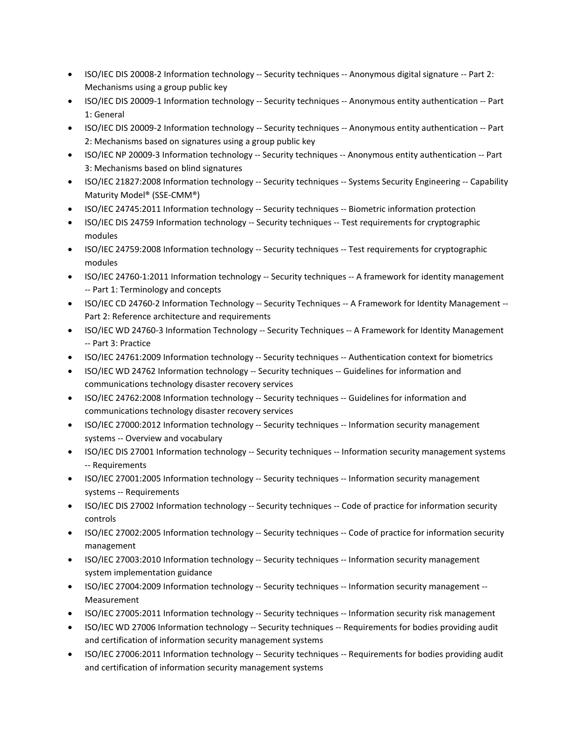- ISO/IEC DIS 20008-2 Information technology -- Security techniques -- Anonymous digital signature -- Part 2: Mechanisms using a group public key
- ISO/IEC DIS 20009-1 Information technology -- Security techniques -- Anonymous entity authentication -- Part 1: General
- ISO/IEC DIS 20009-2 Information technology -- Security techniques -- Anonymous entity authentication -- Part 2: Mechanisms based on signatures using a group public key
- ISO/IEC NP 20009-3 Information technology -- Security techniques -- Anonymous entity authentication -- Part 3: Mechanisms based on blind signatures
- ISO/IEC 21827:2008 Information technology -- Security techniques -- Systems Security Engineering -- Capability Maturity Model® (SSE-CMM®)
- ISO/IEC 24745:2011 Information technology -- Security techniques -- Biometric information protection
- ISO/IEC DIS 24759 Information technology -- Security techniques -- Test requirements for cryptographic modules
- ISO/IEC 24759:2008 Information technology -- Security techniques -- Test requirements for cryptographic modules
- ISO/IEC 24760-1:2011 Information technology -- Security techniques -- A framework for identity management -- Part 1: Terminology and concepts
- ISO/IEC CD 24760-2 Information Technology -- Security Techniques -- A Framework for Identity Management -- Part 2: Reference architecture and requirements
- ISO/IEC WD 24760-3 Information Technology -- Security Techniques -- A Framework for Identity Management -- Part 3: Practice
- ISO/IEC 24761:2009 Information technology -- Security techniques -- Authentication context for biometrics
- ISO/IEC WD 24762 Information technology -- Security techniques -- Guidelines for information and communications technology disaster recovery services
- ISO/IEC 24762:2008 Information technology -- Security techniques -- Guidelines for information and communications technology disaster recovery services
- ISO/IEC 27000:2012 Information technology -- Security techniques -- Information security management systems -- Overview and vocabulary
- ISO/IEC DIS 27001 Information technology -- Security techniques -- Information security management systems -- Requirements
- ISO/IEC 27001:2005 Information technology -- Security techniques -- Information security management systems -- Requirements
- ISO/IEC DIS 27002 Information technology -- Security techniques -- Code of practice for information security controls
- ISO/IEC 27002:2005 Information technology -- Security techniques -- Code of practice for information security management
- ISO/IEC 27003:2010 Information technology -- Security techniques -- Information security management system implementation guidance
- ISO/IEC 27004:2009 Information technology -- Security techniques -- Information security management -- Measurement
- ISO/IEC 27005:2011 Information technology -- Security techniques -- Information security risk management
- ISO/IEC WD 27006 Information technology -- Security techniques -- Requirements for bodies providing audit and certification of information security management systems
- ISO/IEC 27006:2011 Information technology -- Security techniques -- Requirements for bodies providing audit and certification of information security management systems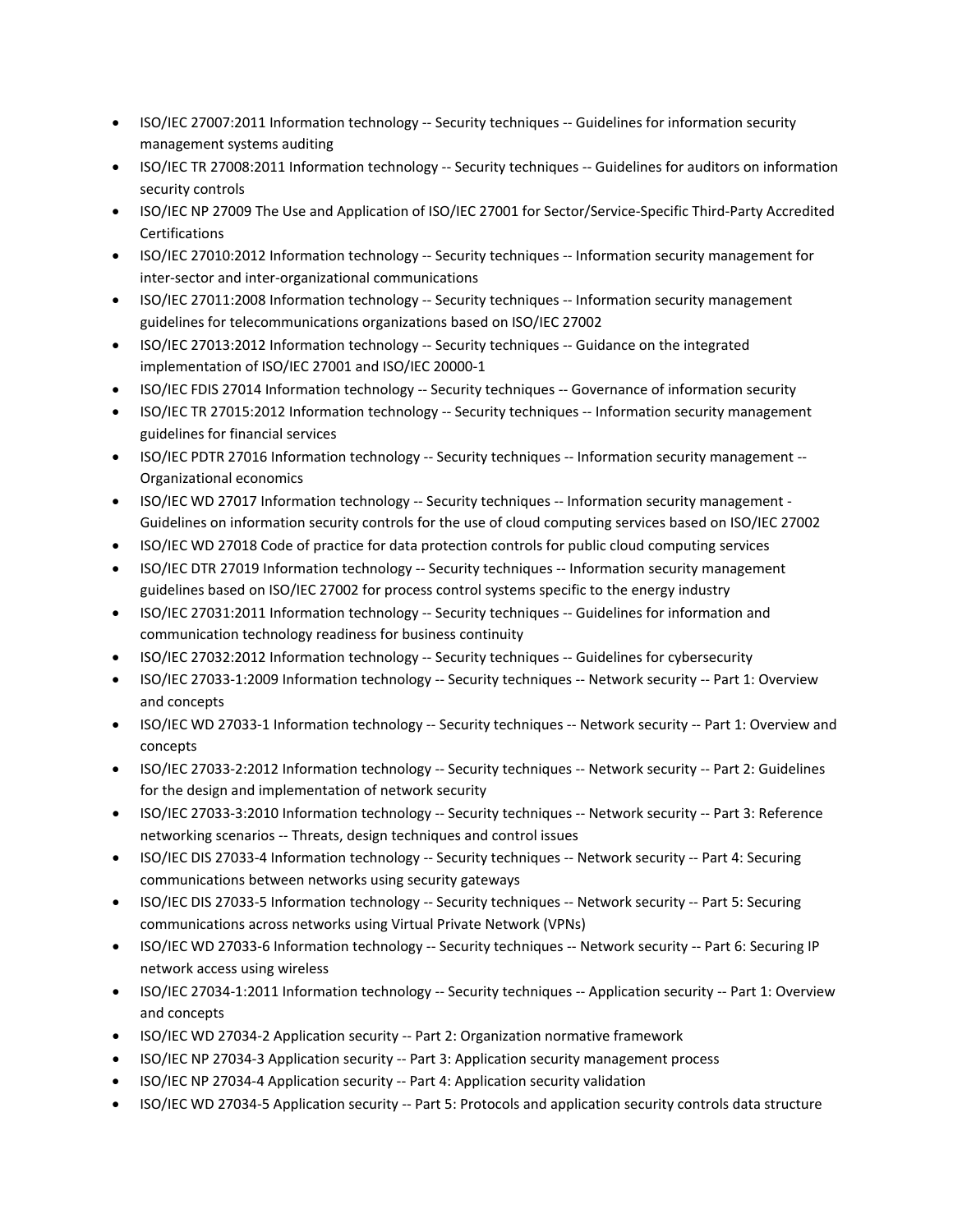- ISO/IEC 27007:2011 Information technology -- Security techniques -- Guidelines for information security management systems auditing
- ISO/IEC TR 27008:2011 Information technology -- Security techniques -- Guidelines for auditors on information security controls
- ISO/IEC NP 27009 The Use and Application of ISO/IEC 27001 for Sector/Service-Specific Third-Party Accredited Certifications
- ISO/IEC 27010:2012 Information technology -- Security techniques -- Information security management for inter-sector and inter-organizational communications
- ISO/IEC 27011:2008 Information technology -- Security techniques -- Information security management guidelines for telecommunications organizations based on ISO/IEC 27002
- ISO/IEC 27013:2012 Information technology -- Security techniques -- Guidance on the integrated implementation of ISO/IEC 27001 and ISO/IEC 20000-1
- ISO/IEC FDIS 27014 Information technology -- Security techniques -- Governance of information security
- ISO/IEC TR 27015:2012 Information technology -- Security techniques -- Information security management guidelines for financial services
- ISO/IEC PDTR 27016 Information technology -- Security techniques -- Information security management -- Organizational economics
- ISO/IEC WD 27017 Information technology -- Security techniques -- Information security management - Guidelines on information security controls for the use of cloud computing services based on ISO/IEC 27002
- ISO/IEC WD 27018 Code of practice for data protection controls for public cloud computing services
- ISO/IEC DTR 27019 Information technology -- Security techniques -- Information security management guidelines based on ISO/IEC 27002 for process control systems specific to the energy industry
- ISO/IEC 27031:2011 Information technology -- Security techniques -- Guidelines for information and communication technology readiness for business continuity
- ISO/IEC 27032:2012 Information technology -- Security techniques -- Guidelines for cybersecurity
- ISO/IEC 27033-1:2009 Information technology -- Security techniques -- Network security -- Part 1: Overview and concepts
- ISO/IEC WD 27033-1 Information technology -- Security techniques -- Network security -- Part 1: Overview and concepts
- ISO/IEC 27033-2:2012 Information technology -- Security techniques -- Network security -- Part 2: Guidelines for the design and implementation of network security
- ISO/IEC 27033-3:2010 Information technology -- Security techniques -- Network security -- Part 3: Reference networking scenarios -- Threats, design techniques and control issues
- ISO/IEC DIS 27033-4 Information technology -- Security techniques -- Network security -- Part 4: Securing communications between networks using security gateways
- ISO/IEC DIS 27033-5 Information technology -- Security techniques -- Network security -- Part 5: Securing communications across networks using Virtual Private Network (VPNs)
- ISO/IEC WD 27033-6 Information technology -- Security techniques -- Network security -- Part 6: Securing IP network access using wireless
- ISO/IEC 27034-1:2011 Information technology -- Security techniques -- Application security -- Part 1: Overview and concepts
- ISO/IEC WD 27034-2 Application security -- Part 2: Organization normative framework
- ISO/IEC NP 27034-3 Application security -- Part 3: Application security management process
- ISO/IEC NP 27034-4 Application security -- Part 4: Application security validation
- ISO/IEC WD 27034-5 Application security -- Part 5: Protocols and application security controls data structure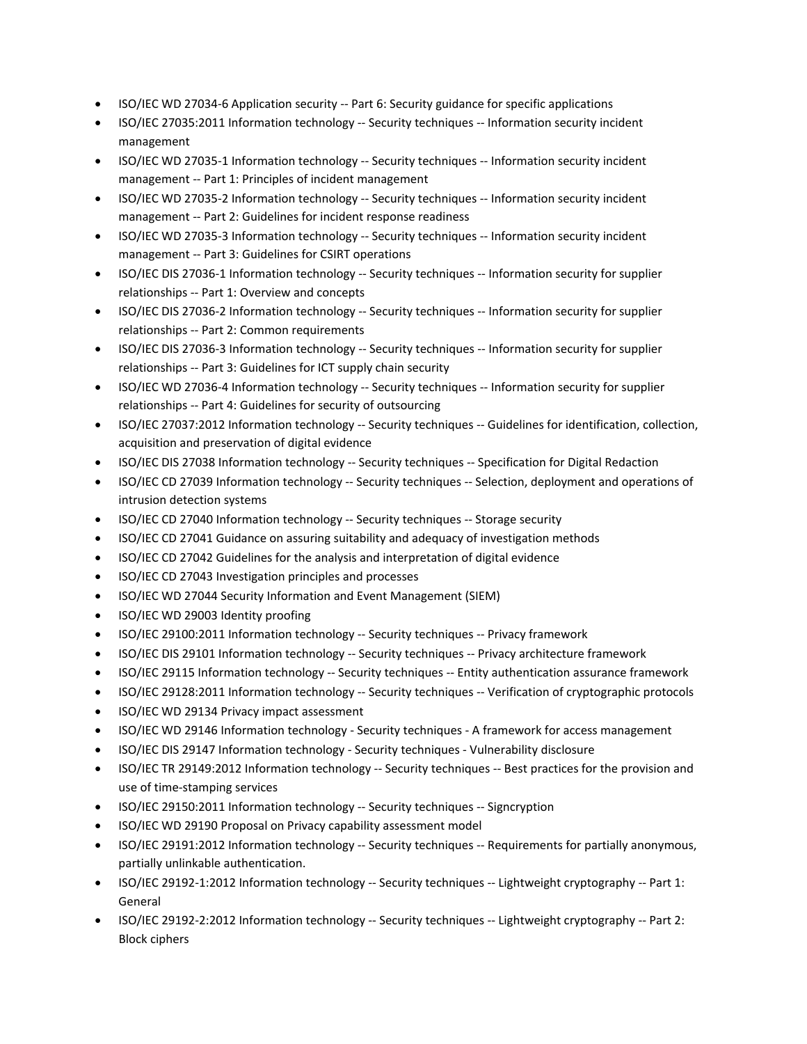- ISO/IEC WD 27034-6 Application security -- Part 6: Security guidance for specific applications
- ISO/IEC 27035:2011 Information technology -- Security techniques -- Information security incident management
- ISO/IEC WD 27035-1 Information technology -- Security techniques -- Information security incident management -- Part 1: Principles of incident management
- ISO/IEC WD 27035-2 Information technology -- Security techniques -- Information security incident management -- Part 2: Guidelines for incident response readiness
- ISO/IEC WD 27035-3 Information technology -- Security techniques -- Information security incident management -- Part 3: Guidelines for CSIRT operations
- ISO/IEC DIS 27036-1 Information technology -- Security techniques -- Information security for supplier relationships -- Part 1: Overview and concepts
- ISO/IEC DIS 27036-2 Information technology -- Security techniques -- Information security for supplier relationships -- Part 2: Common requirements
- ISO/IEC DIS 27036-3 Information technology -- Security techniques -- Information security for supplier relationships -- Part 3: Guidelines for ICT supply chain security
- ISO/IEC WD 27036-4 Information technology -- Security techniques -- Information security for supplier relationships -- Part 4: Guidelines for security of outsourcing
- ISO/IEC 27037:2012 Information technology -- Security techniques -- Guidelines for identification, collection, acquisition and preservation of digital evidence
- ISO/IEC DIS 27038 Information technology -- Security techniques -- Specification for Digital Redaction
- ISO/IEC CD 27039 Information technology -- Security techniques -- Selection, deployment and operations of intrusion detection systems
- ISO/IEC CD 27040 Information technology -- Security techniques -- Storage security
- ISO/IEC CD 27041 Guidance on assuring suitability and adequacy of investigation methods
- ISO/IEC CD 27042 Guidelines for the analysis and interpretation of digital evidence
- ISO/IEC CD 27043 Investigation principles and processes
- ISO/IEC WD 27044 Security Information and Event Management (SIEM)
- ISO/IEC WD 29003 Identity proofing
- ISO/IEC 29100:2011 Information technology -- Security techniques -- Privacy framework
- ISO/IEC DIS 29101 Information technology -- Security techniques -- Privacy architecture framework
- ISO/IEC 29115 Information technology -- Security techniques -- Entity authentication assurance framework
- ISO/IEC 29128:2011 Information technology -- Security techniques -- Verification of cryptographic protocols
- ISO/IEC WD 29134 Privacy impact assessment
- ISO/IEC WD 29146 Information technology - Security techniques - A framework for access management
- ISO/IEC DIS 29147 Information technology - Security techniques - Vulnerability disclosure
- ISO/IEC TR 29149:2012 Information technology -- Security techniques -- Best practices for the provision and use of time-stamping services
- ISO/IEC 29150:2011 Information technology -- Security techniques -- Signcryption
- ISO/IEC WD 29190 Proposal on Privacy capability assessment model
- ISO/IEC 29191:2012 Information technology -- Security techniques -- Requirements for partially anonymous, partially unlinkable authentication.
- ISO/IEC 29192-1:2012 Information technology -- Security techniques -- Lightweight cryptography -- Part 1: General
- ISO/IEC 29192-2:2012 Information technology -- Security techniques -- Lightweight cryptography -- Part 2: Block ciphers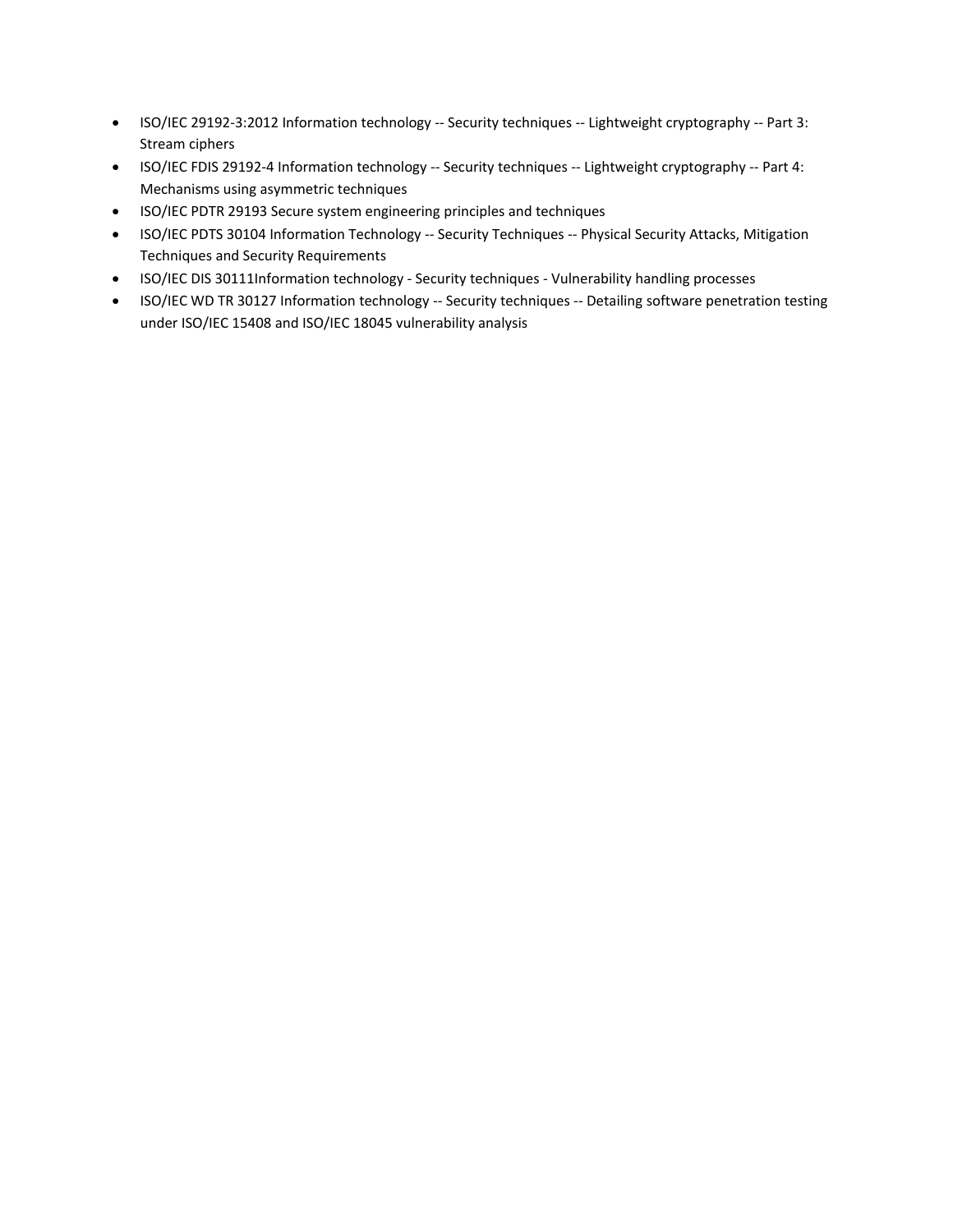- ISO/IEC 29192-3:2012 Information technology -- Security techniques -- Lightweight cryptography -- Part 3: Stream ciphers
- ISO/IEC FDIS 29192-4 Information technology -- Security techniques -- Lightweight cryptography -- Part 4: Mechanisms using asymmetric techniques
- ISO/IEC PDTR 29193 Secure system engineering principles and techniques
- ISO/IEC PDTS 30104 Information Technology -- Security Techniques -- Physical Security Attacks, Mitigation Techniques and Security Requirements
- ISO/IEC DIS 30111Information technology - Security techniques - Vulnerability handling processes
- ISO/IEC WD TR 30127 Information technology -- Security techniques -- Detailing software penetration testing under ISO/IEC 15408 and ISO/IEC 18045 vulnerability analysis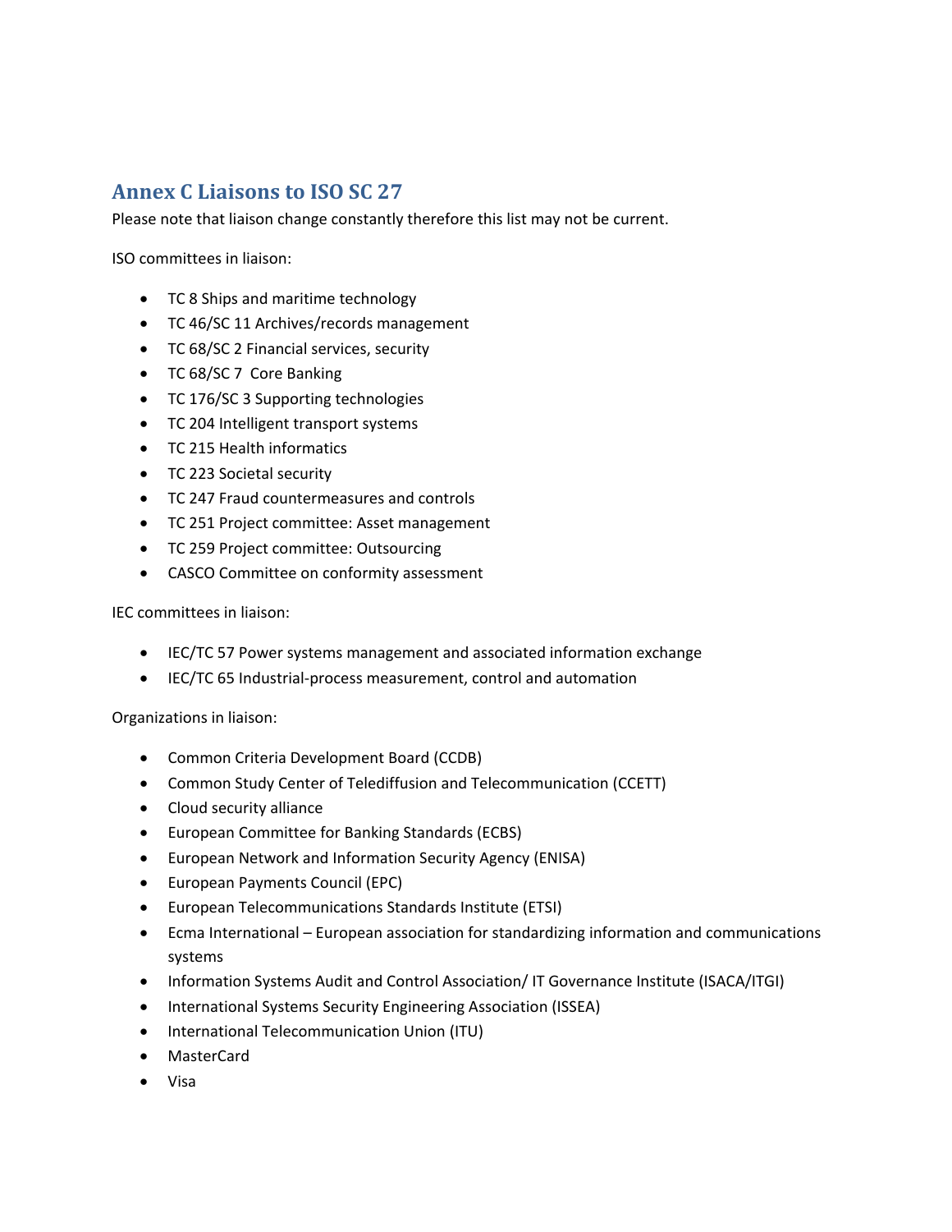## Annex C Liaisons to ISO SC 27

Please note that liaison change constantly therefore this list may not be current.

ISO committees in liaison:

- TC 8 Ships and maritime technology
- TC 46/SC 11 Archives/records management
- TC 68/SC 2 Financial services, security
- TC 68/SC 7 Core Banking
- TC 176/SC 3 Supporting technologies
- TC 204 Intelligent transport systems
- TC 215 Health informatics
- TC 223 Societal security
- TC 247 Fraud countermeasures and controls
- TC 251 Project committee: Asset management
- TC 259 Project committee: Outsourcing
- CASCO Committee on conformity assessment

IEC committees in liaison:

- IEC/TC 57 Power systems management and associated information exchange
- IEC/TC 65 Industrial-process measurement, control and automation

Organizations in liaison:

- Common Criteria Development Board (CCDB)
- Common Study Center of Telediffusion and Telecommunication (CCETT)
- Cloud security alliance
- European Committee for Banking Standards (ECBS)
- European Network and Information Security Agency (ENISA)
- European Payments Council (EPC)
- European Telecommunications Standards Institute (ETSI)
- Ecma International – European association for standardizing information and communications systems
- Information Systems Audit and Control Association/ IT Governance Institute (ISACA/ITGI)
- International Systems Security Engineering Association (ISSEA)
- International Telecommunication Union (ITU)
- MasterCard
- Visa